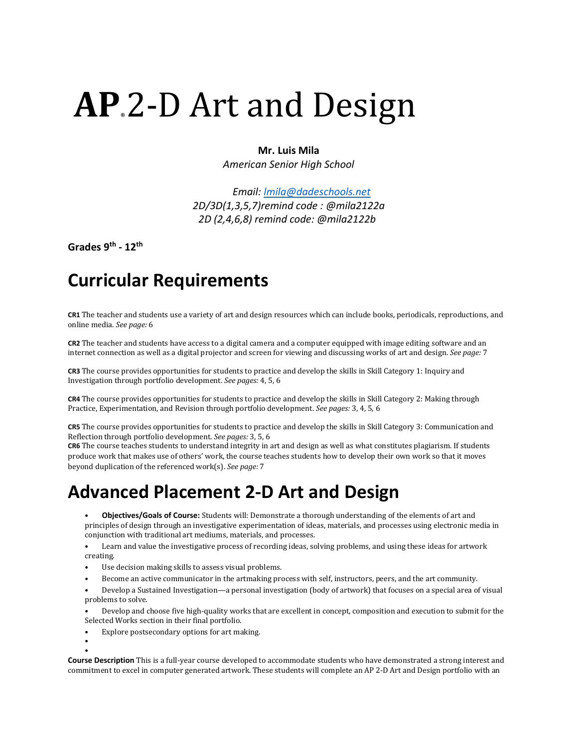# AP® 2-D Art and Design

**Mr. Luis Mila**
*American Senior High School*

*Email: [lmila@dadeschools.net](mailto:lmila@dadeschools.net)*
*2D/3D(1,3,5,7)remind code : @mila2122a*
*2D (2,4,6,8) remind code: @mila2122b*

**Grades 9th - 12th**

## Curricular Requirements

**CR1** The teacher and students use a variety of art and design resources which can include books, periodicals, reproductions, and online media. *See page:* 6

**CR2** The teacher and students have access to a digital camera and a computer equipped with image editing software and an internet connection as well as a digital projector and screen for viewing and discussing works of art and design. *See page:* 7

**CR3** The course provides opportunities for students to practice and develop the skills in Skill Category 1: Inquiry and Investigation through portfolio development. *See pages:* 4, 5, 6

**CR4** The course provides opportunities for students to practice and develop the skills in Skill Category 2: Making through Practice, Experimentation, and Revision through portfolio development. *See pages:* 3, 4, 5, 6

**CR5** The course provides opportunities for students to practice and develop the skills in Skill Category 3: Communication and Reflection through portfolio development. *See pages:* 3, 5, 6

**CR6** The course teaches students to understand integrity in art and design as well as what constitutes plagiarism. If students produce work that makes use of others' work, the course teaches students how to develop their own work so that it moves beyond duplication of the referenced work(s). *See page:* 7

## Advanced Placement 2-D Art and Design

- **Objectives/Goals of Course:** Students will: Demonstrate a thorough understanding of the elements of art and principles of design through an investigative experimentation of ideas, materials, and processes using electronic media in conjunction with traditional art mediums, materials, and processes.
- Learn and value the investigative process of recording ideas, solving problems, and using these ideas for artwork creating.
- Use decision making skills to assess visual problems.
- Become an active communicator in the artmaking process with self, instructors, peers, and the art community.
- Develop a Sustained Investigation—a personal investigation (body of artwork) that focuses on a special area of visual problems to solve.
- Develop and choose five high-quality works that are excellent in concept, composition and execution to submit for the Selected Works section in their final portfolio.
- Explore postsecondary options for art making.

**Course Description** This is a full-year course developed to accommodate students who have demonstrated a strong interest and commitment to excel in computer generated artwork. These students will complete an AP 2-D Art and Design portfolio with an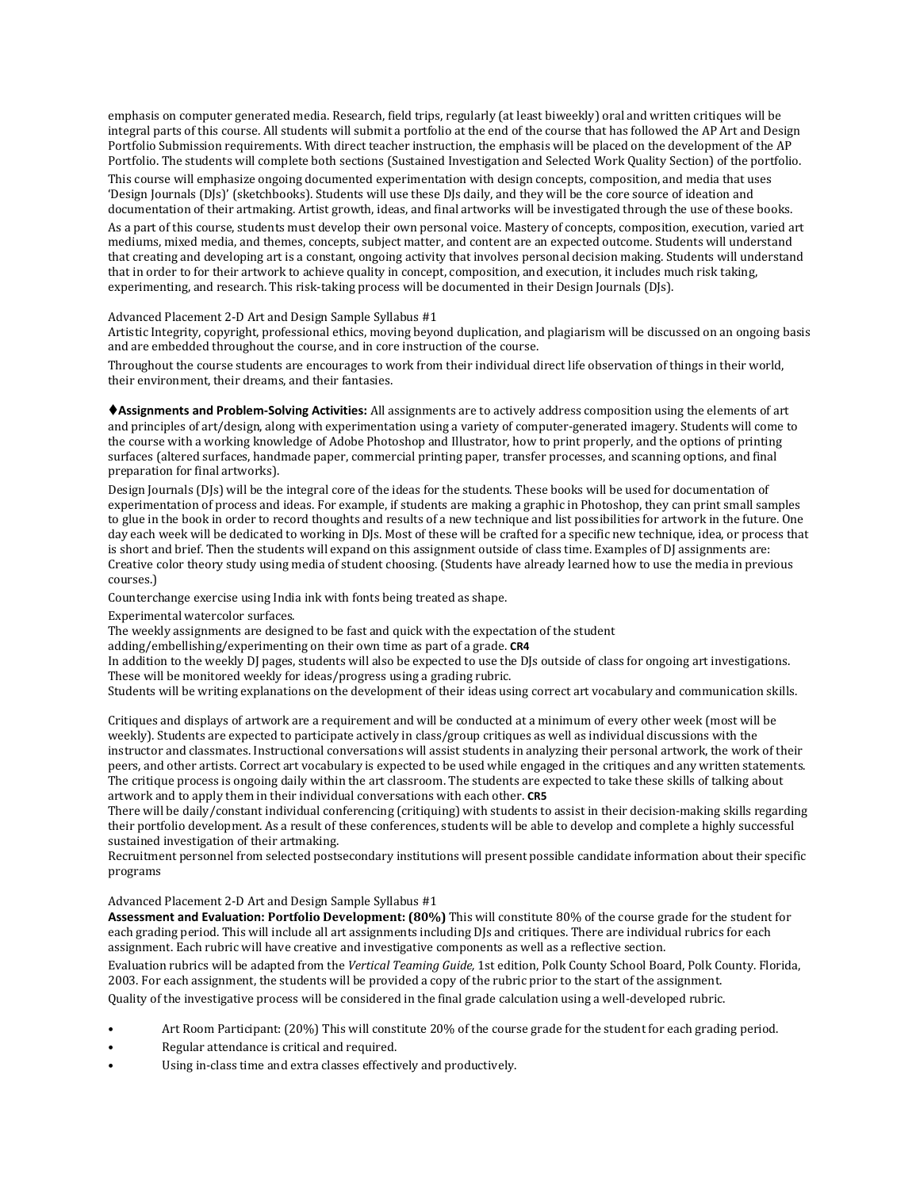emphasis on computer generated media. Research, field trips, regularly (at least biweekly) oral and written critiques will be integral parts of this course. All students will submit a portfolio at the end of the course that has followed the AP Art and Design Portfolio Submission requirements. With direct teacher instruction, the emphasis will be placed on the development of the AP Portfolio. The students will complete both sections (Sustained Investigation and Selected Work Quality Section) of the portfolio.

This course will emphasize ongoing documented experimentation with design concepts, composition, and media that uses 'Design Journals (DJs)' (sketchbooks). Students will use these DJs daily, and they will be the core source of ideation and documentation of their artmaking. Artist growth, ideas, and final artworks will be investigated through the use of these books.

As a part of this course, students must develop their own personal voice. Mastery of concepts, composition, execution, varied art mediums, mixed media, and themes, concepts, subject matter, and content are an expected outcome. Students will understand that creating and developing art is a constant, ongoing activity that involves personal decision making. Students will understand that in order to for their artwork to achieve quality in concept, composition, and execution, it includes much risk taking, experimenting, and research. This risk-taking process will be documented in their Design Journals (DJs).

Advanced Placement 2-D Art and Design Sample Syllabus #1

Artistic Integrity, copyright, professional ethics, moving beyond duplication, and plagiarism will be discussed on an ongoing basis and are embedded throughout the course, and in core instruction of the course.

Throughout the course students are encourages to work from their individual direct life observation of things in their world, their environment, their dreams, and their fantasies.

♦**Assignments and Problem-Solving Activities:** All assignments are to actively address composition using the elements of art and principles of art/design, along with experimentation using a variety of computer-generated imagery. Students will come to the course with a working knowledge of Adobe Photoshop and Illustrator, how to print properly, and the options of printing surfaces (altered surfaces, handmade paper, commercial printing paper, transfer processes, and scanning options, and final preparation for final artworks).

Design Journals (DJs) will be the integral core of the ideas for the students. These books will be used for documentation of experimentation of process and ideas. For example, if students are making a graphic in Photoshop, they can print small samples to glue in the book in order to record thoughts and results of a new technique and list possibilities for artwork in the future. One day each week will be dedicated to working in DJs. Most of these will be crafted for a specific new technique, idea, or process that is short and brief. Then the students will expand on this assignment outside of class time. Examples of DJ assignments are: Creative color theory study using media of student choosing. (Students have already learned how to use the media in previous courses.)

Counterchange exercise using India ink with fonts being treated as shape.

Experimental watercolor surfaces.

The weekly assignments are designed to be fast and quick with the expectation of the student adding/embellishing/experimenting on their own time as part of a grade. **CR4**

In addition to the weekly DJ pages, students will also be expected to use the DJs outside of class for ongoing art investigations. These will be monitored weekly for ideas/progress using a grading rubric.

Students will be writing explanations on the development of their ideas using correct art vocabulary and communication skills.

Critiques and displays of artwork are a requirement and will be conducted at a minimum of every other week (most will be weekly). Students are expected to participate actively in class/group critiques as well as individual discussions with the instructor and classmates. Instructional conversations will assist students in analyzing their personal artwork, the work of their peers, and other artists. Correct art vocabulary is expected to be used while engaged in the critiques and any written statements. The critique process is ongoing daily within the art classroom. The students are expected to take these skills of talking about artwork and to apply them in their individual conversations with each other. **CR5**

There will be daily/constant individual conferencing (critiquing) with students to assist in their decision-making skills regarding their portfolio development. As a result of these conferences, students will be able to develop and complete a highly successful sustained investigation of their artmaking.

Recruitment personnel from selected postsecondary institutions will present possible candidate information about their specific programs

Advanced Placement 2-D Art and Design Sample Syllabus #1

**Assessment and Evaluation: Portfolio Development: (80%)** This will constitute 80% of the course grade for the student for each grading period. This will include all art assignments including DJs and critiques. There are individual rubrics for each assignment. Each rubric will have creative and investigative components as well as a reflective section.

Evaluation rubrics will be adapted from the *Vertical Teaming Guide,* 1st edition, Polk County School Board, Polk County. Florida, 2003. For each assignment, the students will be provided a copy of the rubric prior to the start of the assignment.

Quality of the investigative process will be considered in the final grade calculation using a well-developed rubric.

- Art Room Participant: (20%) This will constitute 20% of the course grade for the student for each grading period.
- Regular attendance is critical and required.
- Using in-class time and extra classes effectively and productively.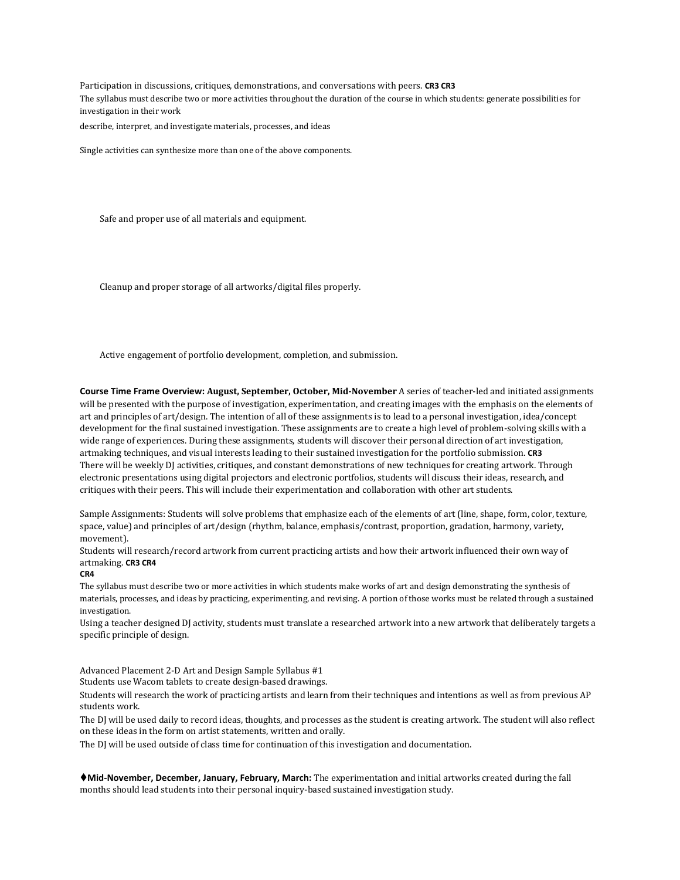Participation in discussions, critiques, demonstrations, and conversations with peers. **CR3 CR3**

The syllabus must describe two or more activities throughout the duration of the course in which students: generate possibilities for investigation in their work

describe, interpret, and investigate materials, processes, and ideas

Single activities can synthesize more than one of the above components.

Safe and proper use of all materials and equipment.

Cleanup and proper storage of all artworks/digital files properly.

Active engagement of portfolio development, completion, and submission.

**Course Time Frame Overview: August, September, October, Mid-November** A series of teacher-led and initiated assignments will be presented with the purpose of investigation, experimentation, and creating images with the emphasis on the elements of art and principles of art/design. The intention of all of these assignments is to lead to a personal investigation, idea/concept development for the final sustained investigation. These assignments are to create a high level of problem-solving skills with a wide range of experiences. During these assignments, students will discover their personal direction of art investigation, artmaking techniques, and visual interests leading to their sustained investigation for the portfolio submission. **CR3**

There will be weekly DJ activities, critiques, and constant demonstrations of new techniques for creating artwork. Through electronic presentations using digital projectors and electronic portfolios, students will discuss their ideas, research, and critiques with their peers. This will include their experimentation and collaboration with other art students.

Sample Assignments: Students will solve problems that emphasize each of the elements of art (line, shape, form, color, texture, space, value) and principles of art/design (rhythm, balance, emphasis/contrast, proportion, gradation, harmony, variety, movement).

Students will research/record artwork from current practicing artists and how their artwork influenced their own way of artmaking. **CR3 CR4**

**CR4**

The syllabus must describe two or more activities in which students make works of art and design demonstrating the synthesis of materials, processes, and ideas by practicing, experimenting, and revising. A portion of those works must be related through a sustained investigation.

Using a teacher designed DJ activity, students must translate a researched artwork into a new artwork that deliberately targets a specific principle of design.

Advanced Placement 2-D Art and Design Sample Syllabus #1

Students use Wacom tablets to create design-based drawings.

Students will research the work of practicing artists and learn from their techniques and intentions as well as from previous AP students work.

The DJ will be used daily to record ideas, thoughts, and processes as the student is creating artwork. The student will also reflect on these ideas in the form on artist statements, written and orally.

The DJ will be used outside of class time for continuation of this investigation and documentation.

♦**Mid-November, December, January, February, March:** The experimentation and initial artworks created during the fall months should lead students into their personal inquiry-based sustained investigation study.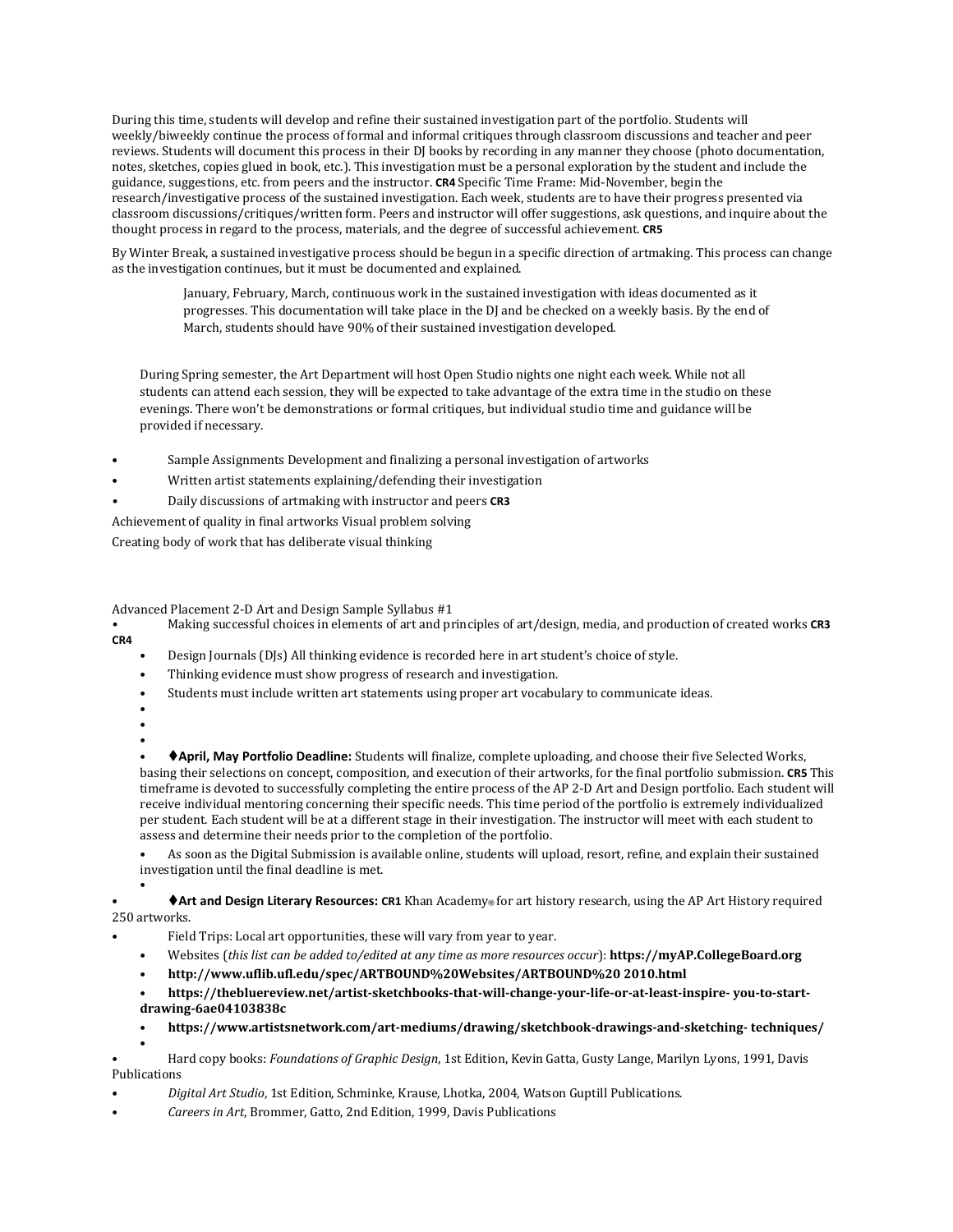During this time, students will develop and refine their sustained investigation part of the portfolio. Students will weekly/biweekly continue the process of formal and informal critiques through classroom discussions and teacher and peer reviews. Students will document this process in their DJ books by recording in any manner they choose (photo documentation, notes, sketches, copies glued in book, etc.). This investigation must be a personal exploration by the student and include the guidance, suggestions, etc. from peers and the instructor. **CR4** Specific Time Frame: Mid-November, begin the research/investigative process of the sustained investigation. Each week, students are to have their progress presented via classroom discussions/critiques/written form. Peers and instructor will offer suggestions, ask questions, and inquire about the thought process in regard to the process, materials, and the degree of successful achievement. **CR5**

By Winter Break, a sustained investigative process should be begun in a specific direction of artmaking. This process can change as the investigation continues, but it must be documented and explained.

> January, February, March, continuous work in the sustained investigation with ideas documented as it progresses. This documentation will take place in the DJ and be checked on a weekly basis. By the end of March, students should have 90% of their sustained investigation developed.

During Spring semester, the Art Department will host Open Studio nights one night each week. While not all students can attend each session, they will be expected to take advantage of the extra time in the studio on these evenings. There won't be demonstrations or formal critiques, but individual studio time and guidance will be provided if necessary.

- Sample Assignments Development and finalizing a personal investigation of artworks
- Written artist statements explaining/defending their investigation
- Daily discussions of artmaking with instructor and peers **CR3**

Achievement of quality in final artworks Visual problem solving

Creating body of work that has deliberate visual thinking

Advanced Placement 2-D Art and Design Sample Syllabus #1

- Making successful choices in elements of art and principles of art/design, media, and production of created works **CR3 CR4**
  - Design Journals (DJs) All thinking evidence is recorded here in art student's choice of style.
  - Thinking evidence must show progress of research and investigation.
  - Students must include written art statements using proper art vocabulary to communicate ideas.
  - ♦**April, May Portfolio Deadline:** Students will finalize, complete uploading, and choose their five Selected Works, basing their selections on concept, composition, and execution of their artworks, for the final portfolio submission. **CR5** This timeframe is devoted to successfully completing the entire process of the AP 2-D Art and Design portfolio. Each student will receive individual mentoring concerning their specific needs. This time period of the portfolio is extremely individualized per student. Each student will be at a different stage in their investigation. The instructor will meet with each student to assess and determine their needs prior to the completion of the portfolio.
  - As soon as the Digital Submission is available online, students will upload, resort, refine, and explain their sustained investigation until the final deadline is met.
- ♦**Art and Design Literary Resources: CR1** Khan Academy® for art history research, using the AP Art History required 250 artworks.
- Field Trips: Local art opportunities, these will vary from year to year.
  - Websites (*this list can be added to/edited at any time as more resources occur*): **https://myAP.CollegeBoard.org**
  - **http://www.uflib.ufl.edu/spec/ARTBOUND%20Websites/ARTBOUND%20 2010.html**
  - **https://thebluereview.net/artist-sketchbooks-that-will-change-your-life-or-at-least-inspire- you-to-start-drawing-6ae04103838c**
  - **https://www.artistsnetwork.com/art-mediums/drawing/sketchbook-drawings-and-sketching- techniques/**
- Hard copy books: *Foundations of Graphic Design*, 1st Edition, Kevin Gatta, Gusty Lange, Marilyn Lyons, 1991, Davis Publications
- *Digital Art Studio*, 1st Edition, Schminke, Krause, Lhotka, 2004, Watson Guptill Publications.
- *Careers in Art*, Brommer, Gatto, 2nd Edition, 1999, Davis Publications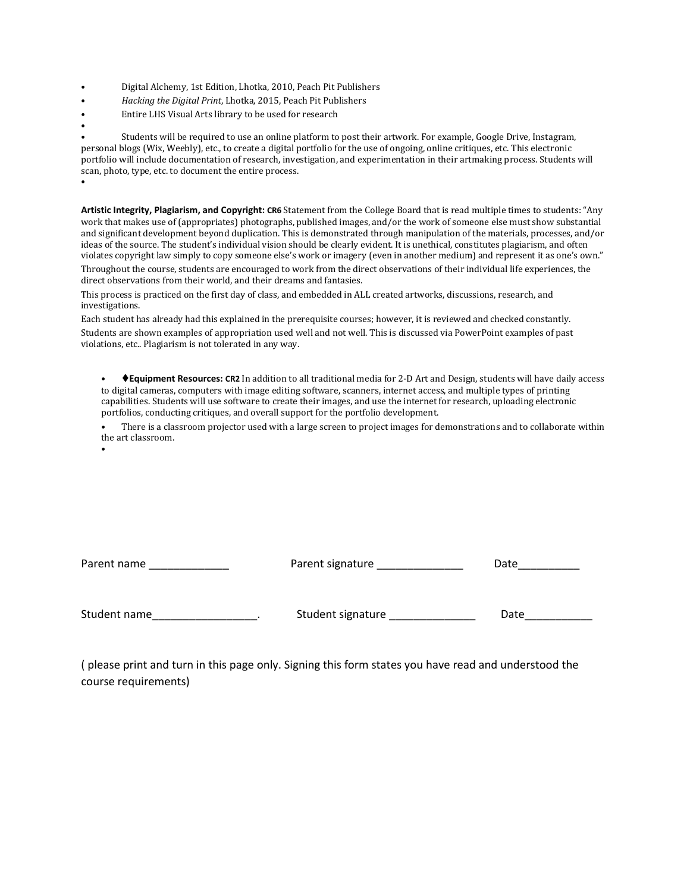- Digital Alchemy, 1st Edition, Lhotka, 2010, Peach Pit Publishers
- *Hacking the Digital Print*, Lhotka, 2015, Peach Pit Publishers
- Entire LHS Visual Arts library to be used for research
- Students will be required to use an online platform to post their artwork. For example, Google Drive, Instagram, personal blogs (Wix, Weebly), etc., to create a digital portfolio for the use of ongoing, online critiques, etc. This electronic portfolio will include documentation of research, investigation, and experimentation in their artmaking process. Students will scan, photo, type, etc. to document the entire process.

**Artistic Integrity, Plagiarism, and Copyright: CR6** Statement from the College Board that is read multiple times to students: "Any work that makes use of (appropriates) photographs, published images, and/or the work of someone else must show substantial and significant development beyond duplication. This is demonstrated through manipulation of the materials, processes, and/or ideas of the source. The student's individual vision should be clearly evident. It is unethical, constitutes plagiarism, and often violates copyright law simply to copy someone else's work or imagery (even in another medium) and represent it as one's own."

Throughout the course, students are encouraged to work from the direct observations of their individual life experiences, the direct observations from their world, and their dreams and fantasies.

This process is practiced on the first day of class, and embedded in ALL created artworks, discussions, research, and investigations.

Each student has already had this explained in the prerequisite courses; however, it is reviewed and checked constantly.

Students are shown examples of appropriation used well and not well. This is discussed via PowerPoint examples of past violations, etc.. Plagiarism is not tolerated in any way.

- ♦**Equipment Resources: CR2** In addition to all traditional media for 2-D Art and Design, students will have daily access to digital cameras, computers with image editing software, scanners, internet access, and multiple types of printing capabilities. Students will use software to create their images, and use the internet for research, uploading electronic portfolios, conducting critiques, and overall support for the portfolio development.
- There is a classroom projector used with a large screen to project images for demonstrations and to collaborate within the art classroom.

Parent name _____________ Parent signature _______________ Date__________

Student name__________________. Student signature ______________ Date___________

( please print and turn in this page only. Signing this form states you have read and understood the course requirements)